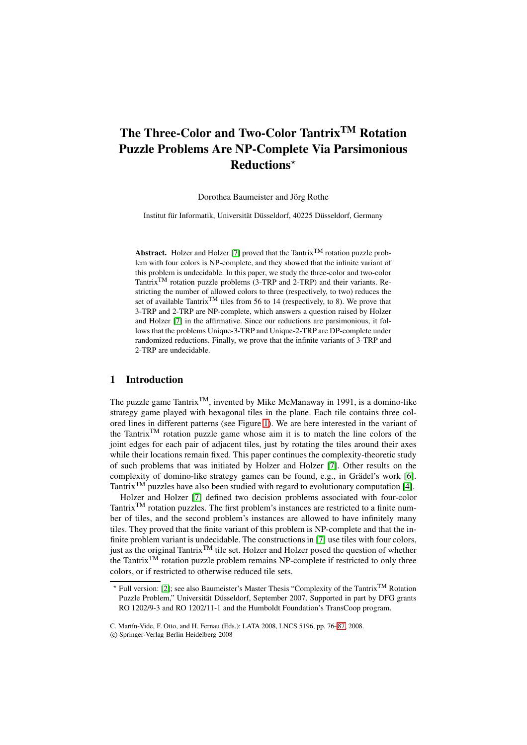# The Three-Color and Two-Color Tantrix$^{\text{TM}}$ Rotation Puzzle Problems Are NP-Complete Via Parsimonious Reductions*

Dorothea Baumeister and Jörg Rothe

Institut für Informatik, Universität Düsseldorf, 40225 Düsseldorf, Germany

**Abstract.** Holzer and Holzer [7] proved that the Tantrix$^{\text{TM}}$ rotation puzzle problem with four colors is NP-complete, and they showed that the infinite variant of this problem is undecidable. In this paper, we study the three-color and two-color Tantrix$^{\text{TM}}$ rotation puzzle problems (3-TRP and 2-TRP) and their variants. Restricting the number of allowed colors to three (respectively, to two) reduces the set of available Tantrix$^{\text{TM}}$ tiles from 56 to 14 (respectively, to 8). We prove that 3-TRP and 2-TRP are NP-complete, which answers a question raised by Holzer and Holzer [7] in the affirmative. Since our reductions are parsimonious, it follows that the problems Unique-3-TRP and Unique-2-TRP are DP-complete under randomized reductions. Finally, we prove that the infinite variants of 3-TRP and 2-TRP are undecidable.

## 1 Introduction

The puzzle game Tantrix$^{\text{TM}}$, invented by Mike McManaway in 1991, is a domino-like strategy game played with hexagonal tiles in the plane. Each tile contains three colored lines in different patterns (see Figure 1). We are here interested in the variant of the Tantrix$^{\text{TM}}$ rotation puzzle game whose aim it is to match the line colors of the joint edges for each pair of adjacent tiles, just by rotating the tiles around their axes while their locations remain fixed. This paper continues the complexity-theoretic study of such problems that was initiated by Holzer and Holzer [7]. Other results on the complexity of domino-like strategy games can be found, e.g., in Grädel's work [6]. Tantrix$^{\text{TM}}$ puzzles have also been studied with regard to evolutionary computation [4].

Holzer and Holzer [7] defined two decision problems associated with four-color Tantrix$^{\text{TM}}$ rotation puzzles. The first problem's instances are restricted to a finite number of tiles, and the second problem's instances are allowed to have infinitely many tiles. They proved that the finite variant of this problem is NP-complete and that the infinite problem variant is undecidable. The constructions in [7] use tiles with four colors, just as the original Tantrix$^{\text{TM}}$ tile set. Holzer and Holzer posed the question of whether the Tantrix$^{\text{TM}}$ rotation puzzle problem remains NP-complete if restricted to only three colors, or if restricted to otherwise reduced tile sets.

* Full version: [2]; see also Baumeister's Master Thesis "Complexity of the Tantrix$^{\text{TM}}$ Rotation Puzzle Problem," Universität Düsseldorf, September 2007. Supported in part by DFG grants RO 1202/9-3 and RO 1202/11-1 and the Humboldt Foundation's TransCoop program.

C. Martín-Vide, F. Otto, and H. Fernau (Eds.): LATA 2008, LNCS 5196, pp. 76–87, 2008.
© Springer-Verlag Berlin Heidelberg 2008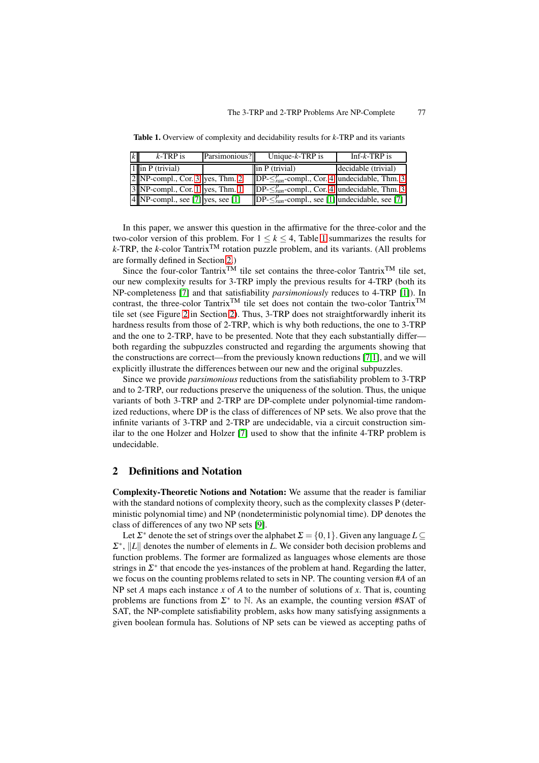**Table 1.** Overview of complexity and decidability results for $k$-TRP and its variants

| $k$ | $k$-TRP is | Parsimonious? | Unique-$k$-TRP is | Inf-$k$-TRP is |
|---|---|---|---|---|
| 1 | in P (trivial) | | in P (trivial) | decidable (trivial) |
| 2 | NP-compl., Cor. 3 | yes, Thm. 2 | DP-$\leq^{p}_{ran}$-compl., Cor. 4 | undecidable, Thm. 3 |
| 3 | NP-compl., Cor. 1 | yes, Thm. 1 | DP-$\leq^{p}_{ran}$-compl., Cor. 4 | undecidable, Thm. 3 |
| 4 | NP-compl., see [7] | yes, see [1] | DP-$\leq^{p}_{ran}$-compl., see [1] | undecidable, see [7] |

In this paper, we answer this question in the affirmative for the three-color and the two-color version of this problem. For $1 \leq k \leq 4$, Table 1 summarizes the results for $k$-TRP, the $k$-color Tantrix$^{\text{TM}}$ rotation puzzle problem, and its variants. (All problems are formally defined in Section 2.)

Since the four-color Tantrix$^{\text{TM}}$ tile set contains the three-color Tantrix$^{\text{TM}}$ tile set, our new complexity results for 3-TRP imply the previous results for 4-TRP (both its NP-completeness [7] and that satisfiability *parsimoniously* reduces to 4-TRP [1]). In contrast, the three-color Tantrix$^{\text{TM}}$ tile set does not contain the two-color Tantrix$^{\text{TM}}$ tile set (see Figure 2 in Section 2). Thus, 3-TRP does not straightforwardly inherit its hardness results from those of 2-TRP, which is why both reductions, the one to 3-TRP and the one to 2-TRP, have to be presented. Note that they each substantially differ—both regarding the subpuzzles constructed and regarding the arguments showing that the constructions are correct—from the previously known reductions [7,1], and we will explicitly illustrate the differences between our new and the original subpuzzles.

Since we provide *parsimonious* reductions from the satisfiability problem to 3-TRP and to 2-TRP, our reductions preserve the uniqueness of the solution. Thus, the unique variants of both 3-TRP and 2-TRP are DP-complete under polynomial-time randomized reductions, where DP is the class of differences of NP sets. We also prove that the infinite variants of 3-TRP and 2-TRP are undecidable, via a circuit construction similar to the one Holzer and Holzer [7] used to show that the infinite 4-TRP problem is undecidable.

## 2 Definitions and Notation

**Complexity-Theoretic Notions and Notation:** We assume that the reader is familiar with the standard notions of complexity theory, such as the complexity classes P (deterministic polynomial time) and NP (nondeterministic polynomial time). DP denotes the class of differences of any two NP sets [9].

Let $\Sigma^*$ denote the set of strings over the alphabet $\Sigma = \{0,1\}$. Given any language $L \subseteq \Sigma^*$, $\|L\|$ denotes the number of elements in $L$. We consider both decision problems and function problems. The former are formalized as languages whose elements are those strings in $\Sigma^*$ that encode the yes-instances of the problem at hand. Regarding the latter, we focus on the counting problems related to sets in NP. The counting version $\#A$ of an NP set $A$ maps each instance $x$ of $A$ to the number of solutions of $x$. That is, counting problems are functions from $\Sigma^*$ to $\mathbb{N}$. As an example, the counting version #SAT of SAT, the NP-complete satisfiability problem, asks how many satisfying assignments a given boolean formula has. Solutions of NP sets can be viewed as accepting paths of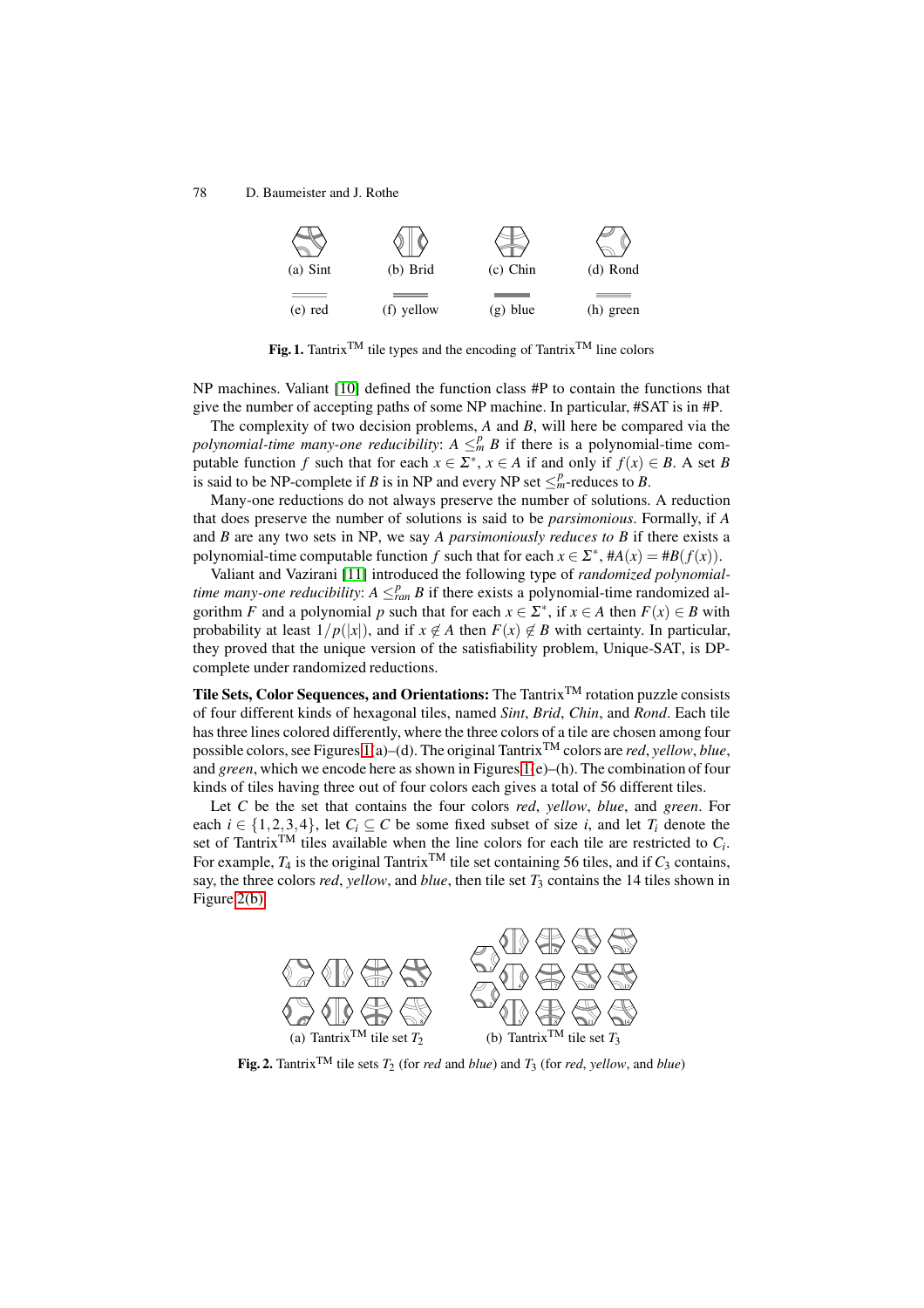(a) Sint (b) Brid (c) Chin (d) Rond

(e) red (f) yellow (g) blue (h) green

**Fig. 1.** Tantrix™ tile types and the encoding of Tantrix™ line colors

NP machines. Valiant [10] defined the function class #P to contain the functions that give the number of accepting paths of some NP machine. In particular, #SAT is in #P.

The complexity of two decision problems, $A$ and $B$, will here be compared via the *polynomial-time many-one reducibility*: $A \leq_m^p B$ if there is a polynomial-time computable function $f$ such that for each $x \in \Sigma^*$, $x \in A$ if and only if $f(x) \in B$. A set $B$ is said to be NP-complete if $B$ is in NP and every NP set $\leq_m^p$-reduces to $B$.

Many-one reductions do not always preserve the number of solutions. A reduction that does preserve the number of solutions is said to be *parsimonious*. Formally, if $A$ and $B$ are any two sets in NP, we say *A parsimoniously reduces to B* if there exists a polynomial-time computable function $f$ such that for each $x \in \Sigma^*$, $\#A(x) = \#B(f(x))$.

Valiant and Vazirani [11] introduced the following type of *randomized polynomial-time many-one reducibility*: $A \leq_{ran}^p B$ if there exists a polynomial-time randomized algorithm $F$ and a polynomial $p$ such that for each $x \in \Sigma^*$, if $x \in A$ then $F(x) \in B$ with probability at least $1/p(|x|)$, and if $x \notin A$ then $F(x) \notin B$ with certainty. In particular, they proved that the unique version of the satisfiability problem, Unique-SAT, is DP-complete under randomized reductions.

**Tile Sets, Color Sequences, and Orientations:** The Tantrix™ rotation puzzle consists of four different kinds of hexagonal tiles, named *Sint*, *Brid*, *Chin*, and *Rond*. Each tile has three lines colored differently, where the three colors of a tile are chosen among four possible colors, see Figures 1(a)–(d). The original Tantrix™ colors are *red*, *yellow*, *blue*, and *green*, which we encode here as shown in Figures 1(e)–(h). The combination of four kinds of tiles having three out of four colors each gives a total of 56 different tiles.

Let $C$ be the set that contains the four colors *red*, *yellow*, *blue*, and *green*. For each $i \in \{1,2,3,4\}$, let $C_i \subseteq C$ be some fixed subset of size $i$, and let $T_i$ denote the set of Tantrix™ tiles available when the line colors for each tile are restricted to $C_i$. For example, $T_4$ is the original Tantrix™ tile set containing 56 tiles, and if $C_3$ contains, say, the three colors *red*, *yellow*, and *blue*, then tile set $T_3$ contains the 14 tiles shown in Figure 2(b).

(a) Tantrix™ tile set $T_2$ (b) Tantrix™ tile set $T_3$

**Fig. 2.** Tantrix™ tile sets $T_2$ (for *red* and *blue*) and $T_3$ (for *red*, *yellow*, and *blue*)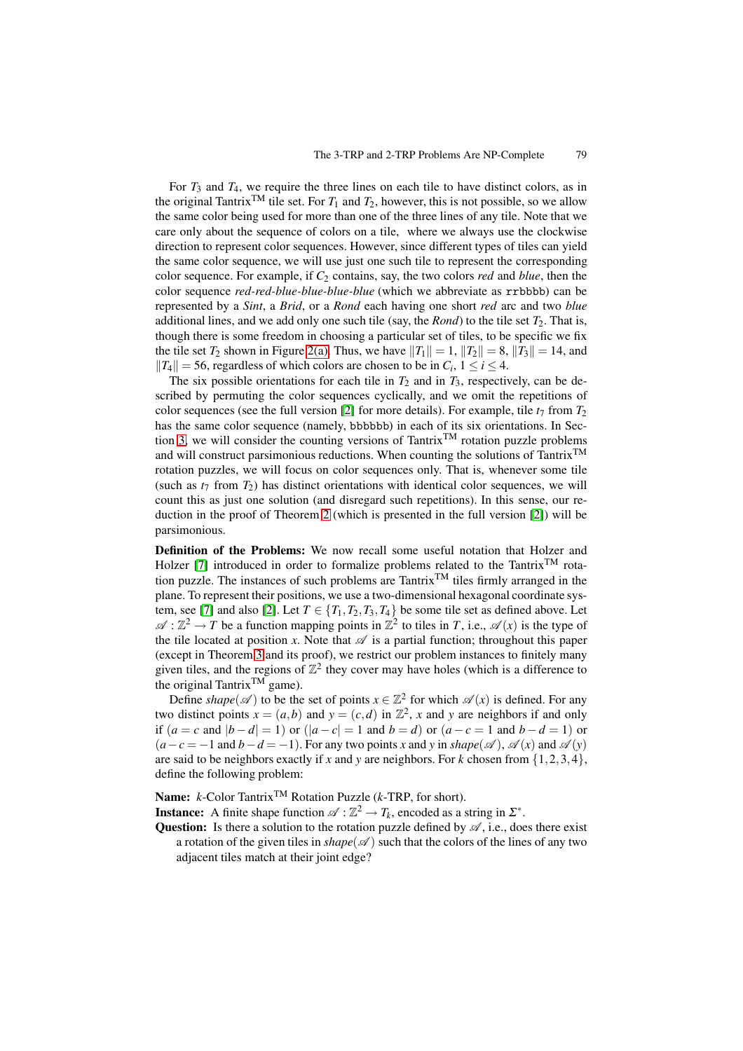For $T_3$ and $T_4$, we require the three lines on each tile to have distinct colors, as in the original Tantrix$^{\text{TM}}$ tile set. For $T_1$ and $T_2$, however, this is not possible, so we allow the same color being used for more than one of the three lines of any tile. Note that we care only about the sequence of colors on a tile, where we always use the clockwise direction to represent color sequences. However, since different types of tiles can yield the same color sequence, we will use just one such tile to represent the corresponding color sequence. For example, if $C_2$ contains, say, the two colors *red* and *blue*, then the color sequence *red-red-blue-blue-blue-blue* (which we abbreviate as `rrbbbb`) can be represented by a *Sint*, a *Brid*, or a *Rond* each having one short *red* arc and two *blue* additional lines, and we add only one such tile (say, the *Rond*) to the tile set $T_2$. That is, though there is some freedom in choosing a particular set of tiles, to be specific we fix the tile set $T_2$ shown in Figure 2(a). Thus, we have $\|T_1\| = 1$, $\|T_2\| = 8$, $\|T_3\| = 14$, and $\|T_4\| = 56$, regardless of which colors are chosen to be in $C_i$, $1 \leq i \leq 4$.

The six possible orientations for each tile in $T_2$ and in $T_3$, respectively, can be described by permuting the color sequences cyclically, and we omit the repetitions of color sequences (see the full version [2] for more details). For example, tile $t_7$ from $T_2$ has the same color sequence (namely, `bbbbbb`) in each of its six orientations. In Section 3, we will consider the counting versions of Tantrix$^{\text{TM}}$ rotation puzzle problems and will construct parsimonious reductions. When counting the solutions of Tantrix$^{\text{TM}}$ rotation puzzles, we will focus on color sequences only. That is, whenever some tile (such as $t_7$ from $T_2$) has distinct orientations with identical color sequences, we will count this as just one solution (and disregard such repetitions). In this sense, our reduction in the proof of Theorem 2 (which is presented in the full version [2]) will be parsimonious.

**Definition of the Problems:** We now recall some useful notation that Holzer and Holzer [7] introduced in order to formalize problems related to the Tantrix$^{\text{TM}}$ rotation puzzle. The instances of such problems are Tantrix$^{\text{TM}}$ tiles firmly arranged in the plane. To represent their positions, we use a two-dimensional hexagonal coordinate system, see [7] and also [2]. Let $T \in \{T_1, T_2, T_3, T_4\}$ be some tile set as defined above. Let $\mathscr{A} : \mathbb{Z}^2 \to T$ be a function mapping points in $\mathbb{Z}^2$ to tiles in $T$, i.e., $\mathscr{A}(x)$ is the type of the tile located at position $x$. Note that $\mathscr{A}$ is a partial function; throughout this paper (except in Theorem 3 and its proof), we restrict our problem instances to finitely many given tiles, and the regions of $\mathbb{Z}^2$ they cover may have holes (which is a difference to the original Tantrix$^{\text{TM}}$ game).

Define *shape*$(\mathscr{A})$ to be the set of points $x \in \mathbb{Z}^2$ for which $\mathscr{A}(x)$ is defined. For any two distinct points $x = (a,b)$ and $y = (c,d)$ in $\mathbb{Z}^2$, $x$ and $y$ are neighbors if and only if ($a = c$ and $|b-d| = 1$) or ($|a-c| = 1$ and $b = d$) or ($a-c = 1$ and $b-d = 1$) or ($a-c = -1$ and $b-d = -1$). For any two points $x$ and $y$ in *shape*$(\mathscr{A})$, $\mathscr{A}(x)$ and $\mathscr{A}(y)$ are said to be neighbors exactly if $x$ and $y$ are neighbors. For $k$ chosen from $\{1,2,3,4\}$, define the following problem:

**Name:** $k$-Color Tantrix$^{\text{TM}}$ Rotation Puzzle ($k$-TRP, for short).

**Instance:** A finite shape function $\mathscr{A} : \mathbb{Z}^2 \to T_k$, encoded as a string in $\Sigma^*$.

**Question:** Is there a solution to the rotation puzzle defined by $\mathscr{A}$, i.e., does there exist a rotation of the given tiles in *shape*$(\mathscr{A})$ such that the colors of the lines of any two adjacent tiles match at their joint edge?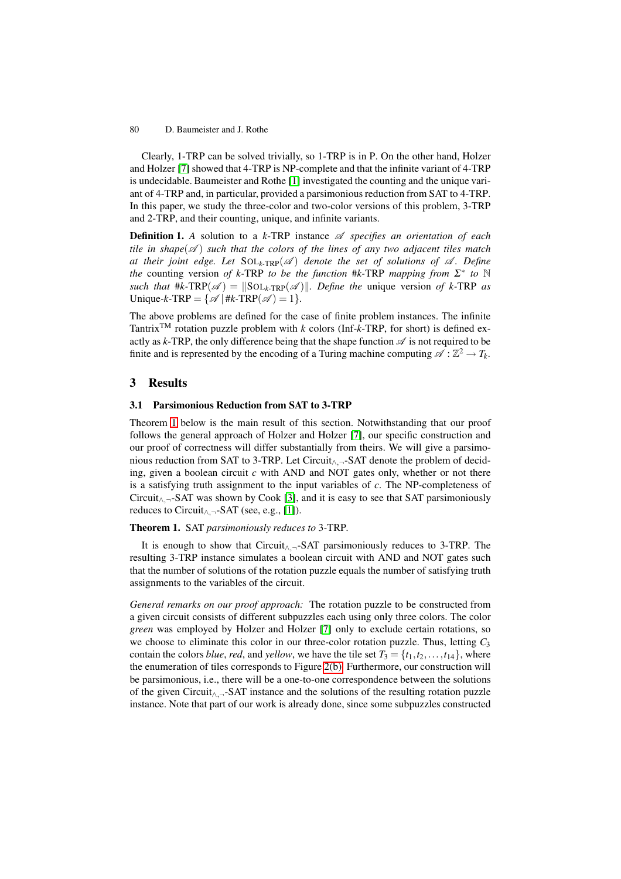Clearly, 1-TRP can be solved trivially, so 1-TRP is in P. On the other hand, Holzer and Holzer [7] showed that 4-TRP is NP-complete and that the infinite variant of 4-TRP is undecidable. Baumeister and Rothe [1] investigated the counting and the unique variant of 4-TRP and, in particular, provided a parsimonious reduction from SAT to 4-TRP. In this paper, we study the three-color and two-color versions of this problem, 3-TRP and 2-TRP, and their counting, unique, and infinite variants.

**Definition 1.** *A solution to a $k$-TRP instance $\mathscr{A}$ specifies an orientation of each tile in shape($\mathscr{A}$) such that the colors of the lines of any two adjacent tiles match at their joint edge. Let $\mathrm{SOL}_{k\text{-TRP}}(\mathscr{A})$ denote the set of solutions of $\mathscr{A}$. Define the* counting version *of $k$-TRP to be the function #$k$-TRP mapping from $\Sigma^*$ to $\mathbb{N}$ such that $\#k\text{-TRP}(\mathscr{A}) = \|\mathrm{SOL}_{k\text{-TRP}}(\mathscr{A})\|$. Define the* unique version *of $k$-TRP as* Unique-$k$-TRP $= \{\mathscr{A} \mid \#k\text{-TRP}(\mathscr{A}) = 1\}$.

The above problems are defined for the case of finite problem instances. The infinite Tantrix™ rotation puzzle problem with $k$ colors (Inf-$k$-TRP, for short) is defined exactly as $k$-TRP, the only difference being that the shape function $\mathscr{A}$ is not required to be finite and is represented by the encoding of a Turing machine computing $\mathscr{A} : \mathbb{Z}^2 \to T_k$.

## 3 Results

### 3.1 Parsimonious Reduction from SAT to 3-TRP

Theorem 1 below is the main result of this section. Notwithstanding that our proof follows the general approach of Holzer and Holzer [7], our specific construction and our proof of correctness will differ substantially from theirs. We will give a parsimonious reduction from SAT to 3-TRP. Let Circuit$_{\wedge,\neg}$-SAT denote the problem of deciding, given a boolean circuit $c$ with AND and NOT gates only, whether or not there is a satisfying truth assignment to the input variables of $c$. The NP-completeness of Circuit$_{\wedge,\neg}$-SAT was shown by Cook [3], and it is easy to see that SAT parsimoniously reduces to Circuit$_{\wedge,\neg}$-SAT (see, e.g., [1]).

**Theorem 1.** SAT *parsimoniously reduces to* 3-TRP.

It is enough to show that Circuit$_{\wedge,\neg}$-SAT parsimoniously reduces to 3-TRP. The resulting 3-TRP instance simulates a boolean circuit with AND and NOT gates such that the number of solutions of the rotation puzzle equals the number of satisfying truth assignments to the variables of the circuit.

*General remarks on our proof approach:* The rotation puzzle to be constructed from a given circuit consists of different subpuzzles each using only three colors. The color *green* was employed by Holzer and Holzer [7] only to exclude certain rotations, so we choose to eliminate this color in our three-color rotation puzzle. Thus, letting $C_3$ contain the colors *blue*, *red*, and *yellow*, we have the tile set $T_3 = \{t_1, t_2, \dots, t_{14}\}$, where the enumeration of tiles corresponds to Figure 2(b). Furthermore, our construction will be parsimonious, i.e., there will be a one-to-one correspondence between the solutions of the given Circuit$_{\wedge,\neg}$-SAT instance and the solutions of the resulting rotation puzzle instance. Note that part of our work is already done, since some subpuzzles constructed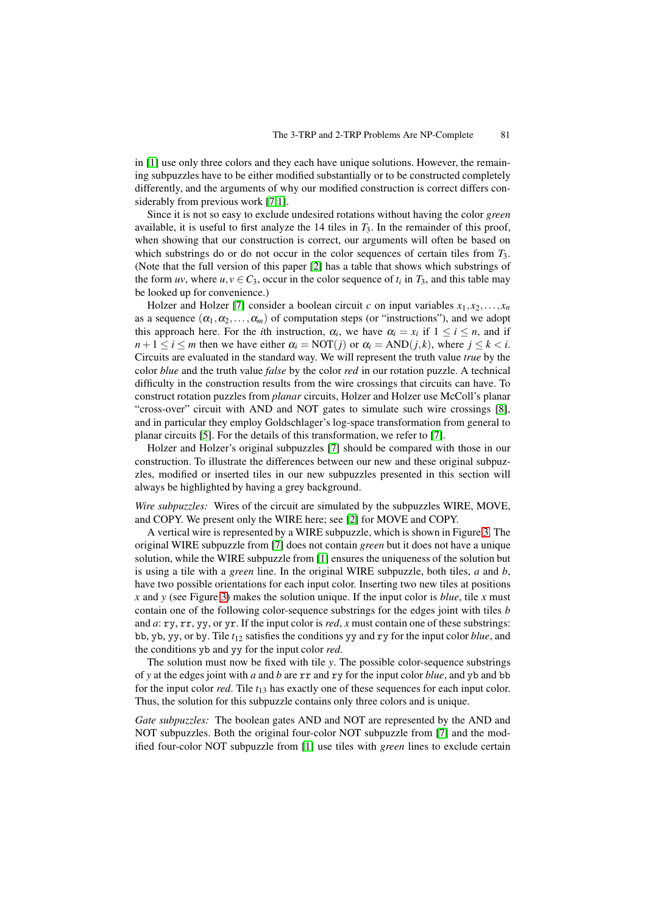in [1] use only three colors and they each have unique solutions. However, the remaining subpuzzles have to be either modified substantially or to be constructed completely differently, and the arguments of why our modified construction is correct differs considerably from previous work [7,1].

Since it is not so easy to exclude undesired rotations without having the color *green* available, it is useful to first analyze the 14 tiles in $T_3$. In the remainder of this proof, when showing that our construction is correct, our arguments will often be based on which substrings do or do not occur in the color sequences of certain tiles from $T_3$. (Note that the full version of this paper [2] has a table that shows which substrings of the form $uv$, where $u, v \in C_3$, occur in the color sequence of $t_i$ in $T_3$, and this table may be looked up for convenience.)

Holzer and Holzer [7] consider a boolean circuit $c$ on input variables $x_1, x_2, \ldots, x_n$ as a sequence $(\alpha_1, \alpha_2, \ldots, \alpha_m)$ of computation steps (or "instructions"), and we adopt this approach here. For the $i$th instruction, $\alpha_i$, we have $\alpha_i = x_i$ if $1 \leq i \leq n$, and if $n+1 \leq i \leq m$ then we have either $\alpha_i = \text{NOT}(j)$ or $\alpha_i = \text{AND}(j,k)$, where $j \leq k < i$. Circuits are evaluated in the standard way. We will represent the truth value *true* by the color *blue* and the truth value *false* by the color *red* in our rotation puzzle. A technical difficulty in the construction results from the wire crossings that circuits can have. To construct rotation puzzles from *planar* circuits, Holzer and Holzer use McColl's planar "cross-over" circuit with AND and NOT gates to simulate such wire crossings [8], and in particular they employ Goldschlager's log-space transformation from general to planar circuits [5]. For the details of this transformation, we refer to [7].

Holzer and Holzer's original subpuzzles [7] should be compared with those in our construction. To illustrate the differences between our new and these original subpuzzles, modified or inserted tiles in our new subpuzzles presented in this section will always be highlighted by having a grey background.

*Wire subpuzzles:* Wires of the circuit are simulated by the subpuzzles WIRE, MOVE, and COPY. We present only the WIRE here; see [2] for MOVE and COPY.

A vertical wire is represented by a WIRE subpuzzle, which is shown in Figure 3. The original WIRE subpuzzle from [7] does not contain *green* but it does not have a unique solution, while the WIRE subpuzzle from [1] ensures the uniqueness of the solution but is using a tile with a *green* line. In the original WIRE subpuzzle, both tiles, $a$ and $b$, have two possible orientations for each input color. Inserting two new tiles at positions $x$ and $y$ (see Figure 3) makes the solution unique. If the input color is *blue*, tile $x$ must contain one of the following color-sequence substrings for the edges joint with tiles $b$ and $a$: `ry`, `rr`, `yy`, or `yr`. If the input color is *red*, $x$ must contain one of these substrings: `bb`, `yb`, `yy`, or `by`. Tile $t_{12}$ satisfies the conditions `yy` and `ry` for the input color *blue*, and the conditions `yb` and `yy` for the input color *red*.

The solution must now be fixed with tile $y$. The possible color-sequence substrings of $y$ at the edges joint with $a$ and $b$ are `rr` and `ry` for the input color *blue*, and `yb` and `bb` for the input color *red*. Tile $t_{13}$ has exactly one of these sequences for each input color. Thus, the solution for this subpuzzle contains only three colors and is unique.

*Gate subpuzzles:* The boolean gates AND and NOT are represented by the AND and NOT subpuzzles. Both the original four-color NOT subpuzzle from [7] and the modified four-color NOT subpuzzle from [1] use tiles with *green* lines to exclude certain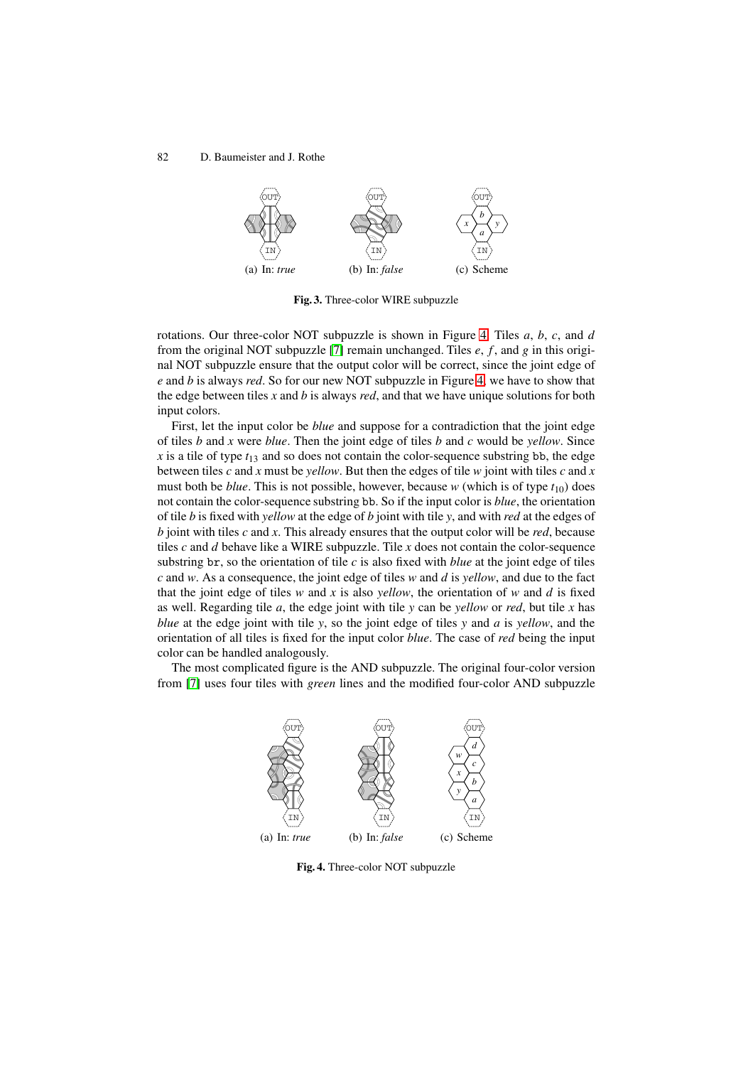(a) In: *true* (b) In: *false* (c) Scheme

**Fig. 3.** Three-color WIRE subpuzzle

rotations. Our three-color NOT subpuzzle is shown in Figure 4. Tiles *a*, *b*, *c*, and *d* from the original NOT subpuzzle [7] remain unchanged. Tiles *e*, *f*, and *g* in this original NOT subpuzzle ensure that the output color will be correct, since the joint edge of *e* and *b* is always *red*. So for our new NOT subpuzzle in Figure 4, we have to show that the edge between tiles *x* and *b* is always *red*, and that we have unique solutions for both input colors.

First, let the input color be *blue* and suppose for a contradiction that the joint edge of tiles *b* and *x* were *blue*. Then the joint edge of tiles *b* and *c* would be *yellow*. Since *x* is a tile of type $t_{13}$ and so does not contain the color-sequence substring `bb`, the edge between tiles *c* and *x* must be *yellow*. But then the edges of tile *w* joint with tiles *c* and *x* must both be *blue*. This is not possible, however, because *w* (which is of type $t_{10}$) does not contain the color-sequence substring `bb`. So if the input color is *blue*, the orientation of tile *b* is fixed with *yellow* at the edge of *b* joint with tile *y*, and with *red* at the edges of *b* joint with tiles *c* and *x*. This already ensures that the output color will be *red*, because tiles *c* and *d* behave like a WIRE subpuzzle. Tile *x* does not contain the color-sequence substring `br`, so the orientation of tile *c* is also fixed with *blue* at the joint edge of tiles *c* and *w*. As a consequence, the joint edge of tiles *w* and *d* is *yellow*, and due to the fact that the joint edge of tiles *w* and *x* is also *yellow*, the orientation of *w* and *d* is fixed as well. Regarding tile *a*, the edge joint with tile *y* can be *yellow* or *red*, but tile *x* has *blue* at the edge joint with tile *y*, so the joint edge of tiles *y* and *a* is *yellow*, and the orientation of all tiles is fixed for the input color *blue*. The case of *red* being the input color can be handled analogously.

The most complicated figure is the AND subpuzzle. The original four-color version from [7] uses four tiles with *green* lines and the modified four-color AND subpuzzle

(a) In: *true* (b) In: *false* (c) Scheme

**Fig. 4.** Three-color NOT subpuzzle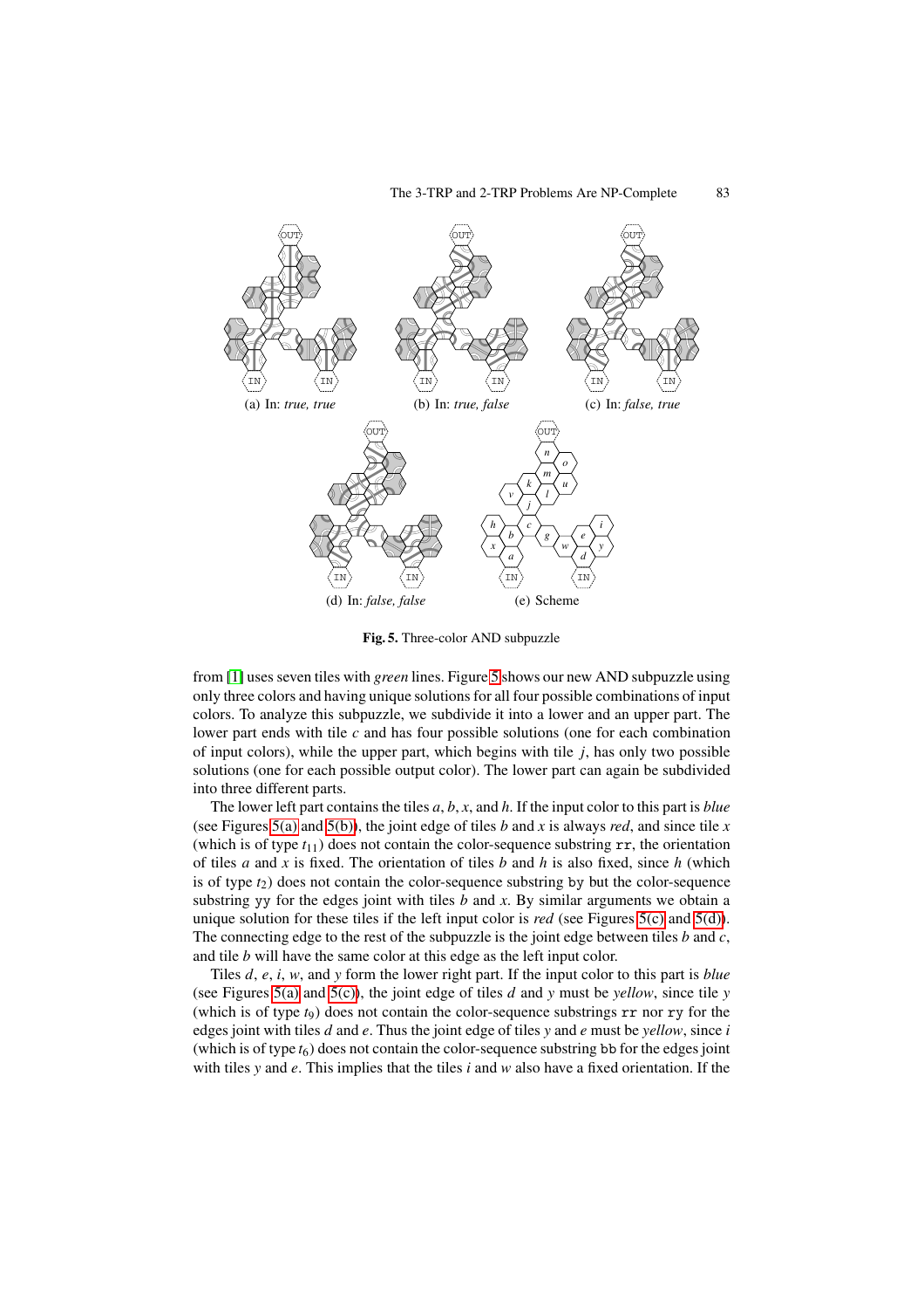(a) In: *true, true*

(b) In: *true, false*

(c) In: *false, true*

(d) In: *false, false*

(e) Scheme

**Fig. 5.** Three-color AND subpuzzle

from [1] uses seven tiles with *green* lines. Figure 5 shows our new AND subpuzzle using only three colors and having unique solutions for all four possible combinations of input colors. To analyze this subpuzzle, we subdivide it into a lower and an upper part. The lower part ends with tile $c$ and has four possible solutions (one for each combination of input colors), while the upper part, which begins with tile $j$, has only two possible solutions (one for each possible output color). The lower part can again be subdivided into three different parts.

The lower left part contains the tiles $a$, $b$, $x$, and $h$. If the input color to this part is *blue* (see Figures 5(a) and 5(b)), the joint edge of tiles $b$ and $x$ is always *red*, and since tile $x$ (which is of type $t_{11}$) does not contain the color-sequence substring `rr`, the orientation of tiles $a$ and $x$ is fixed. The orientation of tiles $b$ and $h$ is also fixed, since $h$ (which is of type $t_2$) does not contain the color-sequence substring `by` but the color-sequence substring `yy` for the edges joint with tiles $b$ and $x$. By similar arguments we obtain a unique solution for these tiles if the left input color is *red* (see Figures 5(c) and 5(d)). The connecting edge to the rest of the subpuzzle is the joint edge between tiles $b$ and $c$, and tile $b$ will have the same color at this edge as the left input color.

Tiles $d$, $e$, $i$, $w$, and $y$ form the lower right part. If the input color to this part is *blue* (see Figures 5(a) and 5(c)), the joint edge of tiles $d$ and $y$ must be *yellow*, since tile $y$ (which is of type $t_9$) does not contain the color-sequence substrings `rr` nor `ry` for the edges joint with tiles $d$ and $e$. Thus the joint edge of tiles $y$ and $e$ must be *yellow*, since $i$ (which is of type $t_6$) does not contain the color-sequence substring `bb` for the edges joint with tiles $y$ and $e$. This implies that the tiles $i$ and $w$ also have a fixed orientation. If the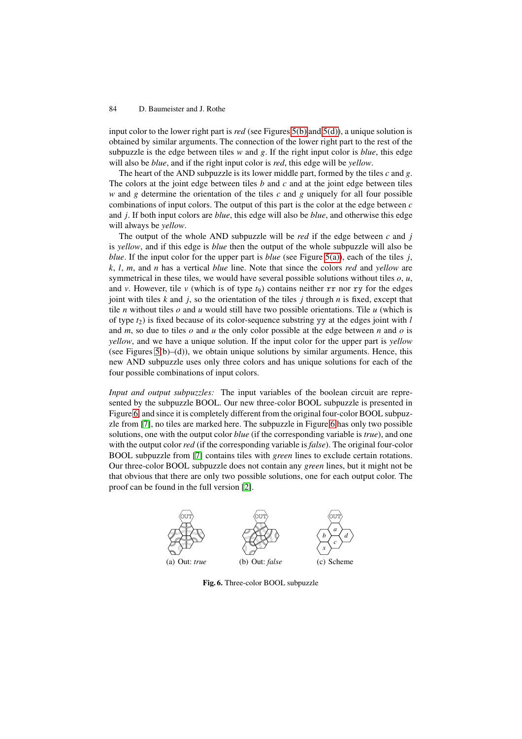input color to the lower right part is *red* (see Figures 5(b) and 5(d)), a unique solution is obtained by similar arguments. The connection of the lower right part to the rest of the subpuzzle is the edge between tiles $w$ and $g$. If the right input color is *blue*, this edge will also be *blue*, and if the right input color is *red*, this edge will be *yellow*.

The heart of the AND subpuzzle is its lower middle part, formed by the tiles $c$ and $g$. The colors at the joint edge between tiles $b$ and $c$ and at the joint edge between tiles $w$ and $g$ determine the orientation of the tiles $c$ and $g$ uniquely for all four possible combinations of input colors. The output of this part is the color at the edge between $c$ and $j$. If both input colors are *blue*, this edge will also be *blue*, and otherwise this edge will always be *yellow*.

The output of the whole AND subpuzzle will be *red* if the edge between $c$ and $j$ is *yellow*, and if this edge is *blue* then the output of the whole subpuzzle will also be *blue*. If the input color for the upper part is *blue* (see Figure 5(a)), each of the tiles $j$, $k$, $l$, $m$, and $n$ has a vertical *blue* line. Note that since the colors *red* and *yellow* are symmetrical in these tiles, we would have several possible solutions without tiles $o$, $u$, and $v$. However, tile $v$ (which is of type $t_9$) contains neither `rr` nor `ry` for the edges joint with tiles $k$ and $j$, so the orientation of the tiles $j$ through $n$ is fixed, except that tile $n$ without tiles $o$ and $u$ would still have two possible orientations. Tile $u$ (which is of type $t_2$) is fixed because of its color-sequence substring `yy` at the edges joint with $l$ and $m$, so due to tiles $o$ and $u$ the only color possible at the edge between $n$ and $o$ is *yellow*, and we have a unique solution. If the input color for the upper part is *yellow* (see Figures 5(b)–(d)), we obtain unique solutions by similar arguments. Hence, this new AND subpuzzle uses only three colors and has unique solutions for each of the four possible combinations of input colors.

*Input and output subpuzzles:* The input variables of the boolean circuit are represented by the subpuzzle BOOL. Our new three-color BOOL subpuzzle is presented in Figure 6, and since it is completely different from the original four-color BOOL subpuzzle from [7], no tiles are marked here. The subpuzzle in Figure 6 has only two possible solutions, one with the output color *blue* (if the corresponding variable is *true*), and one with the output color *red* (if the corresponding variable is *false*). The original four-color BOOL subpuzzle from [7] contains tiles with *green* lines to exclude certain rotations. Our three-color BOOL subpuzzle does not contain any *green* lines, but it might not be that obvious that there are only two possible solutions, one for each output color. The proof can be found in the full version [2].

OUT

(a) Out: *true*

OUT

(b) Out: *false*

OUT
a
b
d
c
x

(c) Scheme

**Fig. 6.** Three-color BOOL subpuzzle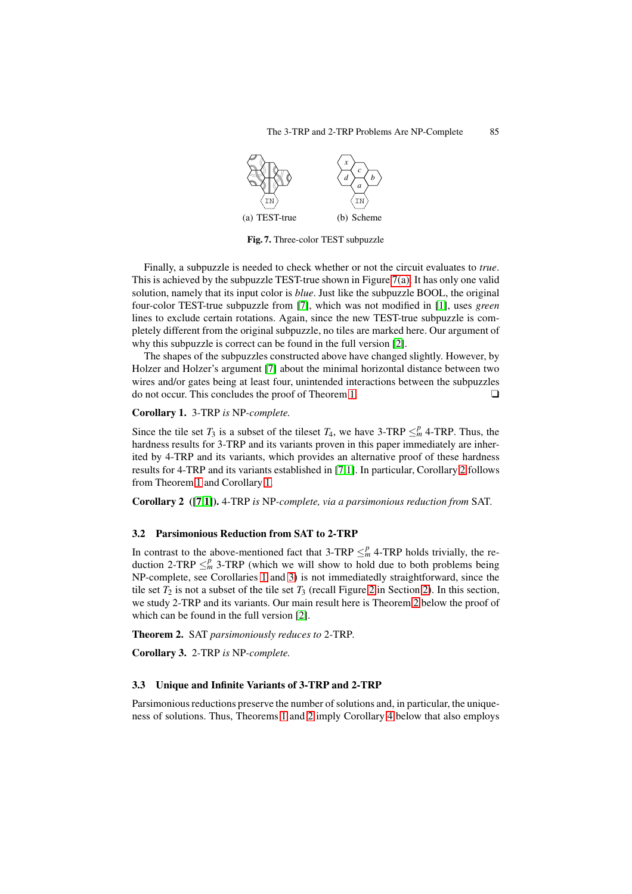(a) TEST-true (b) Scheme

**Fig. 7.** Three-color TEST subpuzzle

Finally, a subpuzzle is needed to check whether or not the circuit evaluates to *true*. This is achieved by the subpuzzle TEST-true shown in Figure 7(a). It has only one valid solution, namely that its input color is *blue*. Just like the subpuzzle BOOL, the original four-color TEST-true subpuzzle from [7], which was not modified in [1], uses *green* lines to exclude certain rotations. Again, since the new TEST-true subpuzzle is completely different from the original subpuzzle, no tiles are marked here. Our argument of why this subpuzzle is correct can be found in the full version [2].

The shapes of the subpuzzles constructed above have changed slightly. However, by Holzer and Holzer's argument [7] about the minimal horizontal distance between two wires and/or gates being at least four, unintended interactions between the subpuzzles do not occur. This concludes the proof of Theorem 1. ❑

**Corollary 1.** 3-TRP *is* NP*-complete.*

Since the tile set $T_3$ is a subset of the tileset $T_4$, we have 3-TRP $\leq_m^p$ 4-TRP. Thus, the hardness results for 3-TRP and its variants proven in this paper immediately are inherited by 4-TRP and its variants, which provides an alternative proof of these hardness results for 4-TRP and its variants established in [7,1]. In particular, Corollary 2 follows from Theorem 1 and Corollary 1.

**Corollary 2 ([7,1]).** 4-TRP *is* NP*-complete, via a parsimonious reduction from* SAT*.*

### 3.2 Parsimonious Reduction from SAT to 2-TRP

In contrast to the above-mentioned fact that 3-TRP $\leq_m^p$ 4-TRP holds trivially, the reduction 2-TRP $\leq_m^p$ 3-TRP (which we will show to hold due to both problems being NP-complete, see Corollaries 1 and 3) is not immediatedly straightforward, since the tile set $T_2$ is not a subset of the tile set $T_3$ (recall Figure 2 in Section 2). In this section, we study 2-TRP and its variants. Our main result here is Theorem 2 below the proof of which can be found in the full version [2].

**Theorem 2.** SAT *parsimoniously reduces to* 2-TRP*.*

**Corollary 3.** 2-TRP *is* NP*-complete.*

### 3.3 Unique and Infinite Variants of 3-TRP and 2-TRP

Parsimonious reductions preserve the number of solutions and, in particular, the uniqueness of solutions. Thus, Theorems 1 and 2 imply Corollary 4 below that also employs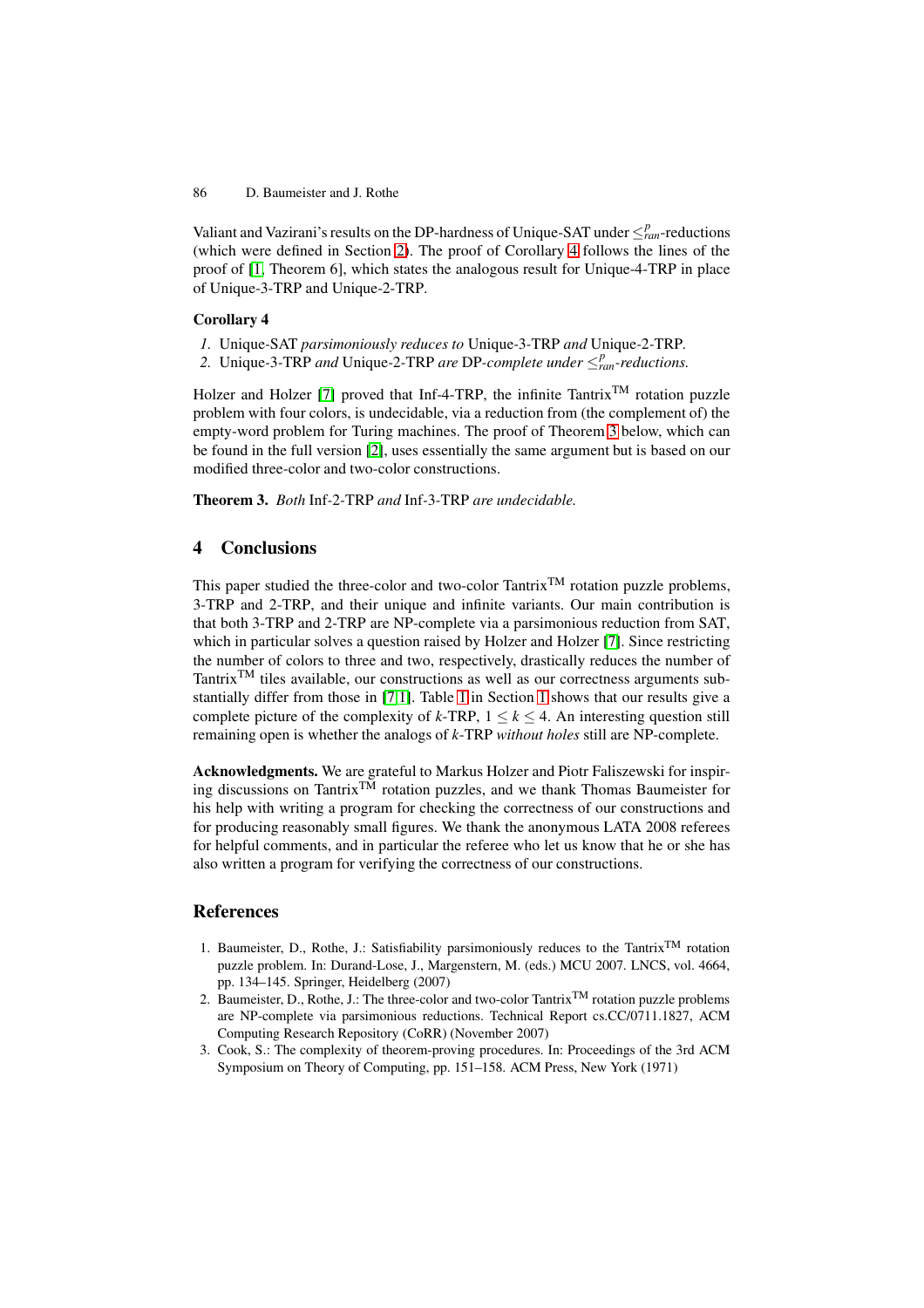Valiant and Vazirani's results on the DP-hardness of Unique-SAT under $\leq_{ran}^{p}$-reductions (which were defined in Section 2). The proof of Corollary 4 follows the lines of the proof of [1, Theorem 6], which states the analogous result for Unique-4-TRP in place of Unique-3-TRP and Unique-2-TRP.

**Corollary 4**

1. Unique-SAT *parsimoniously reduces to* Unique-3-TRP *and* Unique-2-TRP.
2. Unique-3-TRP *and* Unique-2-TRP *are* DP*-complete under* $\leq_{ran}^{p}$*-reductions.*

Holzer and Holzer [7] proved that Inf-4-TRP, the infinite Tantrix™ rotation puzzle problem with four colors, is undecidable, via a reduction from (the complement of) the empty-word problem for Turing machines. The proof of Theorem 3 below, which can be found in the full version [2], uses essentially the same argument but is based on our modified three-color and two-color constructions.

**Theorem 3.** *Both* Inf-2-TRP *and* Inf-3-TRP *are undecidable.*

## 4 Conclusions

This paper studied the three-color and two-color Tantrix™ rotation puzzle problems, 3-TRP and 2-TRP, and their unique and infinite variants. Our main contribution is that both 3-TRP and 2-TRP are NP-complete via a parsimonious reduction from SAT, which in particular solves a question raised by Holzer and Holzer [7]. Since restricting the number of colors to three and two, respectively, drastically reduces the number of Tantrix™ tiles available, our constructions as well as our correctness arguments substantially differ from those in [7,1]. Table 1 in Section 1 shows that our results give a complete picture of the complexity of $k$-TRP, $1 \leq k \leq 4$. An interesting question still remaining open is whether the analogs of $k$-TRP *without holes* still are NP-complete.

**Acknowledgments.** We are grateful to Markus Holzer and Piotr Faliszewski for inspiring discussions on Tantrix™ rotation puzzles, and we thank Thomas Baumeister for his help with writing a program for checking the correctness of our constructions and for producing reasonably small figures. We thank the anonymous LATA 2008 referees for helpful comments, and in particular the referee who let us know that he or she has also written a program for verifying the correctness of our constructions.

## References

1. Baumeister, D., Rothe, J.: Satisfiability parsimoniously reduces to the Tantrix™ rotation puzzle problem. In: Durand-Lose, J., Margenstern, M. (eds.) MCU 2007. LNCS, vol. 4664, pp. 134–145. Springer, Heidelberg (2007)
2. Baumeister, D., Rothe, J.: The three-color and two-color Tantrix™ rotation puzzle problems are NP-complete via parsimonious reductions. Technical Report cs.CC/0711.1827, ACM Computing Research Repository (CoRR) (November 2007)
3. Cook, S.: The complexity of theorem-proving procedures. In: Proceedings of the 3rd ACM Symposium on Theory of Computing, pp. 151–158. ACM Press, New York (1971)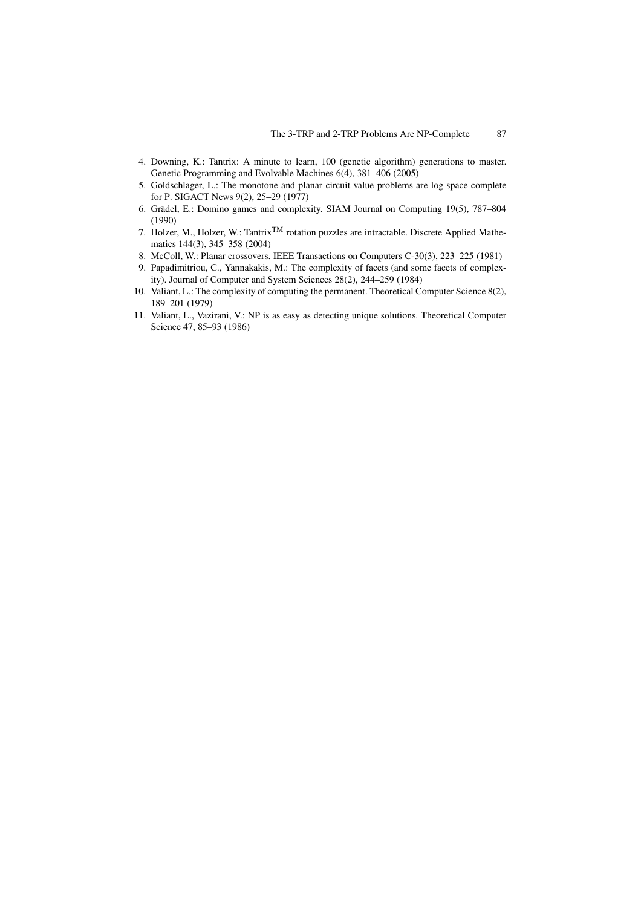4. Downing, K.: Tantrix: A minute to learn, 100 (genetic algorithm) generations to master. Genetic Programming and Evolvable Machines 6(4), 381–406 (2005)
5. Goldschlager, L.: The monotone and planar circuit value problems are log space complete for P. SIGACT News 9(2), 25–29 (1977)
6. Grädel, E.: Domino games and complexity. SIAM Journal on Computing 19(5), 787–804 (1990)
7. Holzer, M., Holzer, W.: Tantrix$^{TM}$ rotation puzzles are intractable. Discrete Applied Mathematics 144(3), 345–358 (2004)
8. McColl, W.: Planar crossovers. IEEE Transactions on Computers C-30(3), 223–225 (1981)
9. Papadimitriou, C., Yannakakis, M.: The complexity of facets (and some facets of complexity). Journal of Computer and System Sciences 28(2), 244–259 (1984)
10. Valiant, L.: The complexity of computing the permanent. Theoretical Computer Science 8(2), 189–201 (1979)
11. Valiant, L., Vazirani, V.: NP is as easy as detecting unique solutions. Theoretical Computer Science 47, 85–93 (1986)